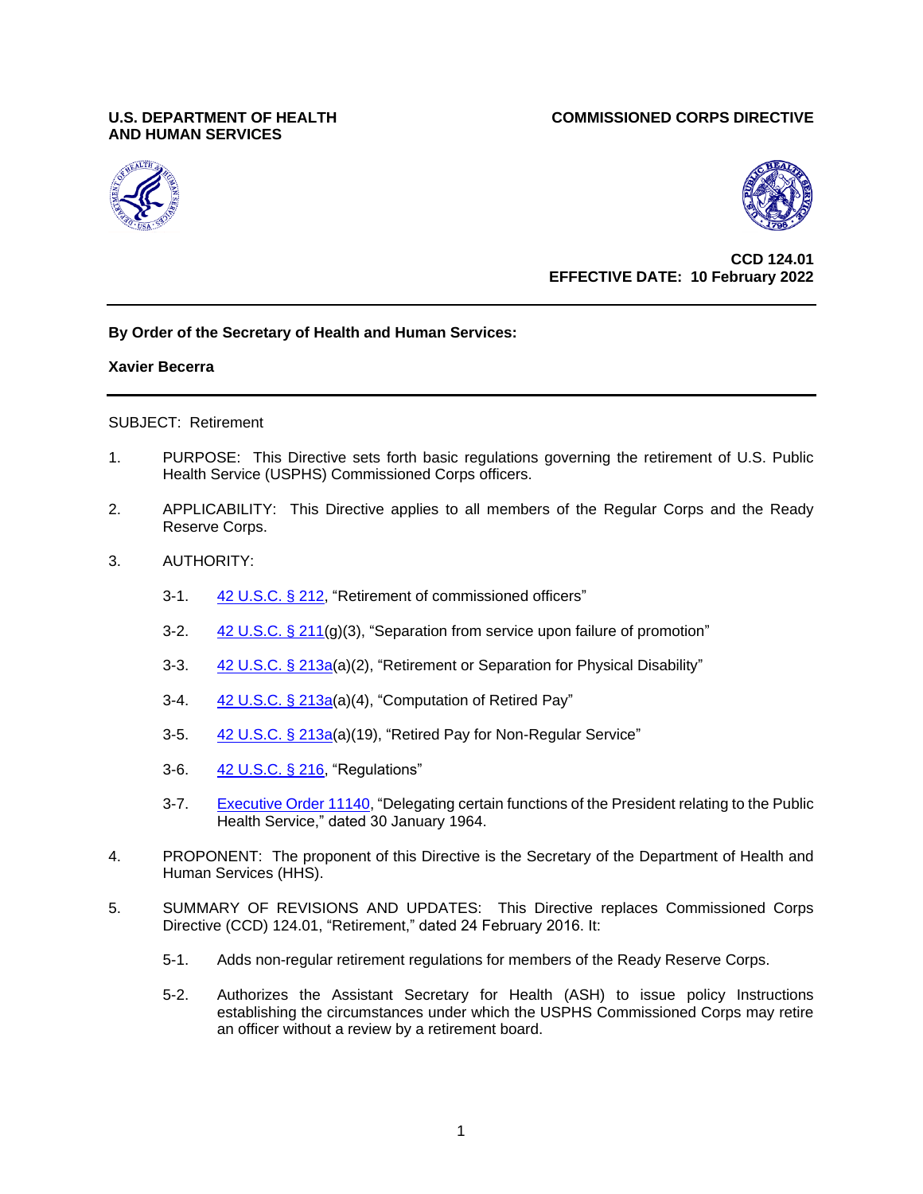**U.S. DEPARTMENT OF HEALTH AND HUMAN SERVICES**

**COMMISSIONED CORPS DIRECTIVE**

**CCD 124.01**
**EFFECTIVE DATE: 10 February 2022**

---

**By Order of the Secretary of Health and Human Services:**

**Xavier Becerra**

---

SUBJECT: Retirement

1. PURPOSE: This Directive sets forth basic regulations governing the retirement of U.S. Public Health Service (USPHS) Commissioned Corps officers.

2. APPLICABILITY: This Directive applies to all members of the Regular Corps and the Ready Reserve Corps.

3. AUTHORITY:

   3-1. 42 U.S.C. § 212, "Retirement of commissioned officers"

   3-2. 42 U.S.C. § 211(g)(3), "Separation from service upon failure of promotion"

   3-3. 42 U.S.C. § 213a(a)(2), "Retirement or Separation for Physical Disability"

   3-4. 42 U.S.C. § 213a(a)(4), "Computation of Retired Pay"

   3-5. 42 U.S.C. § 213a(a)(19), "Retired Pay for Non-Regular Service"

   3-6. 42 U.S.C. § 216, "Regulations"

   3-7. Executive Order 11140, "Delegating certain functions of the President relating to the Public Health Service," dated 30 January 1964.

4. PROPONENT: The proponent of this Directive is the Secretary of the Department of Health and Human Services (HHS).

5. SUMMARY OF REVISIONS AND UPDATES: This Directive replaces Commissioned Corps Directive (CCD) 124.01, "Retirement," dated 24 February 2016. It:

   5-1. Adds non-regular retirement regulations for members of the Ready Reserve Corps.

   5-2. Authorizes the Assistant Secretary for Health (ASH) to issue policy Instructions establishing the circumstances under which the USPHS Commissioned Corps may retire an officer without a review by a retirement board.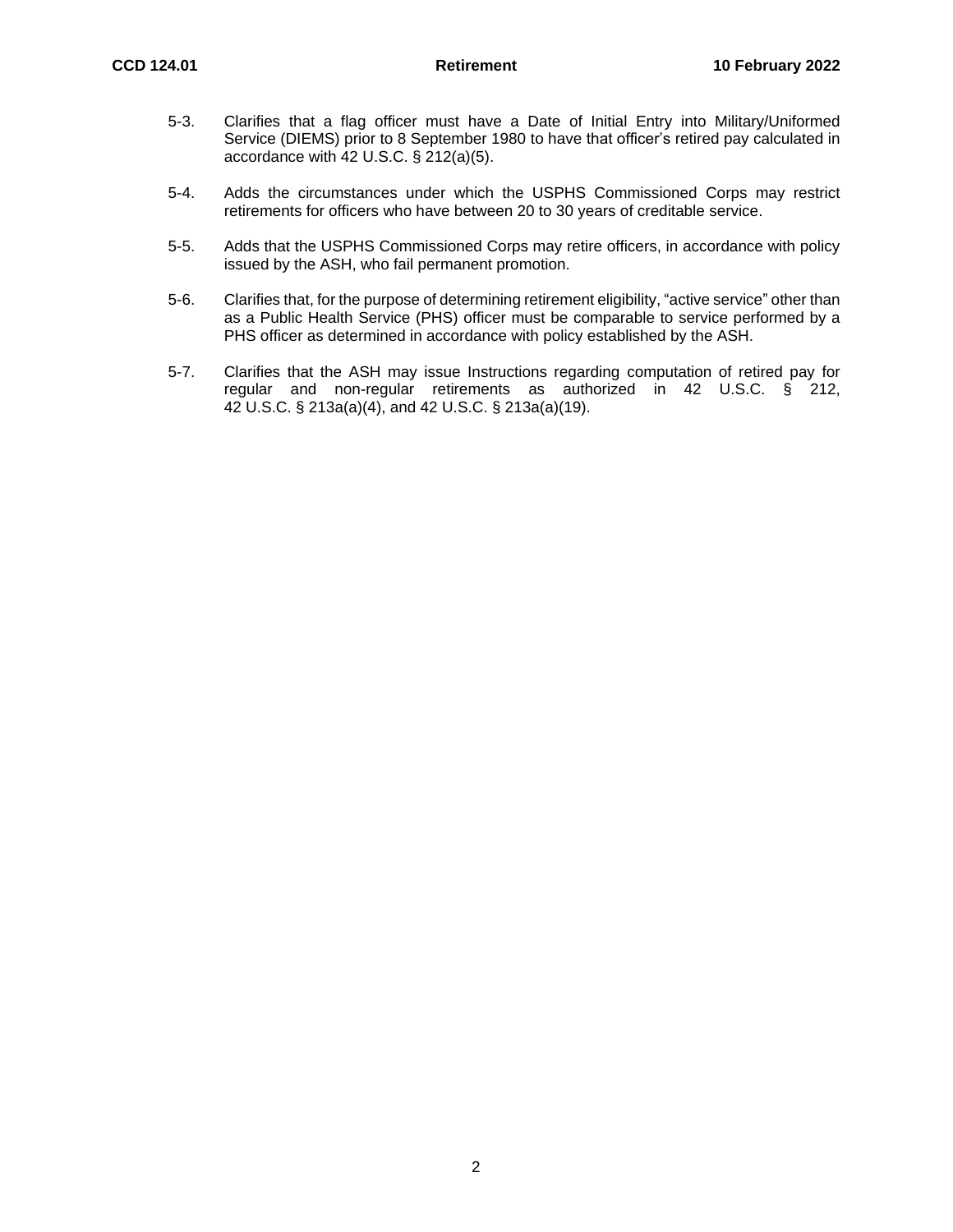5-3. Clarifies that a flag officer must have a Date of Initial Entry into Military/Uniformed Service (DIEMS) prior to 8 September 1980 to have that officer's retired pay calculated in accordance with 42 U.S.C. § 212(a)(5).

5-4. Adds the circumstances under which the USPHS Commissioned Corps may restrict retirements for officers who have between 20 to 30 years of creditable service.

5-5. Adds that the USPHS Commissioned Corps may retire officers, in accordance with policy issued by the ASH, who fail permanent promotion.

5-6. Clarifies that, for the purpose of determining retirement eligibility, "active service" other than as a Public Health Service (PHS) officer must be comparable to service performed by a PHS officer as determined in accordance with policy established by the ASH.

5-7. Clarifies that the ASH may issue Instructions regarding computation of retired pay for regular and non-regular retirements as authorized in 42 U.S.C. § 212, 42 U.S.C. § 213a(a)(4), and 42 U.S.C. § 213a(a)(19).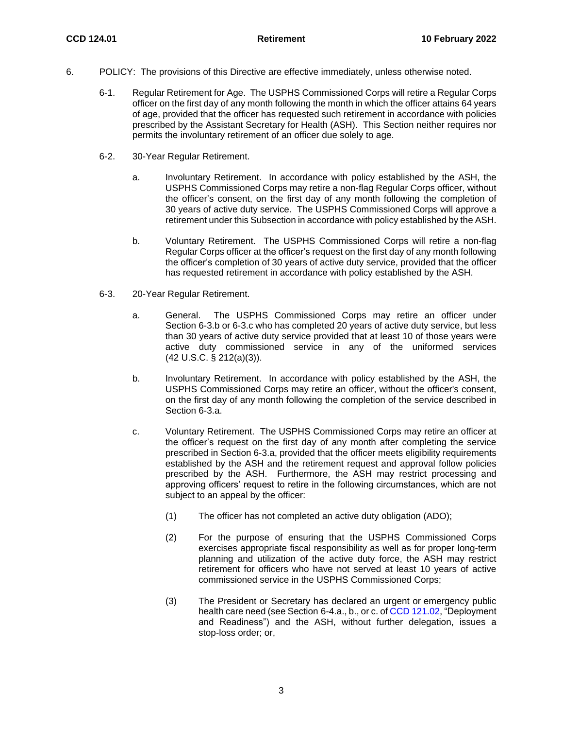6. POLICY: The provisions of this Directive are effective immediately, unless otherwise noted.

6-1. Regular Retirement for Age. The USPHS Commissioned Corps will retire a Regular Corps officer on the first day of any month following the month in which the officer attains 64 years of age, provided that the officer has requested such retirement in accordance with policies prescribed by the Assistant Secretary for Health (ASH). This Section neither requires nor permits the involuntary retirement of an officer due solely to age.

6-2. 30-Year Regular Retirement.

a. Involuntary Retirement. In accordance with policy established by the ASH, the USPHS Commissioned Corps may retire a non-flag Regular Corps officer, without the officer's consent, on the first day of any month following the completion of 30 years of active duty service. The USPHS Commissioned Corps will approve a retirement under this Subsection in accordance with policy established by the ASH.

b. Voluntary Retirement. The USPHS Commissioned Corps will retire a non-flag Regular Corps officer at the officer's request on the first day of any month following the officer's completion of 30 years of active duty service, provided that the officer has requested retirement in accordance with policy established by the ASH.

6-3. 20-Year Regular Retirement.

a. General. The USPHS Commissioned Corps may retire an officer under Section 6-3.b or 6-3.c who has completed 20 years of active duty service, but less than 30 years of active duty service provided that at least 10 of those years were active duty commissioned service in any of the uniformed services (42 U.S.C. § 212(a)(3)).

b. Involuntary Retirement. In accordance with policy established by the ASH, the USPHS Commissioned Corps may retire an officer, without the officer's consent, on the first day of any month following the completion of the service described in Section 6-3.a.

c. Voluntary Retirement. The USPHS Commissioned Corps may retire an officer at the officer's request on the first day of any month after completing the service prescribed in Section 6-3.a, provided that the officer meets eligibility requirements established by the ASH and the retirement request and approval follow policies prescribed by the ASH. Furthermore, the ASH may restrict processing and approving officers' request to retire in the following circumstances, which are not subject to an appeal by the officer:

(1) The officer has not completed an active duty obligation (ADO);

(2) For the purpose of ensuring that the USPHS Commissioned Corps exercises appropriate fiscal responsibility as well as for proper long-term planning and utilization of the active duty force, the ASH may restrict retirement for officers who have not served at least 10 years of active commissioned service in the USPHS Commissioned Corps;

(3) The President or Secretary has declared an urgent or emergency public health care need (see Section 6-4.a., b., or c. of CCD 121.02, "Deployment and Readiness") and the ASH, without further delegation, issues a stop-loss order; or,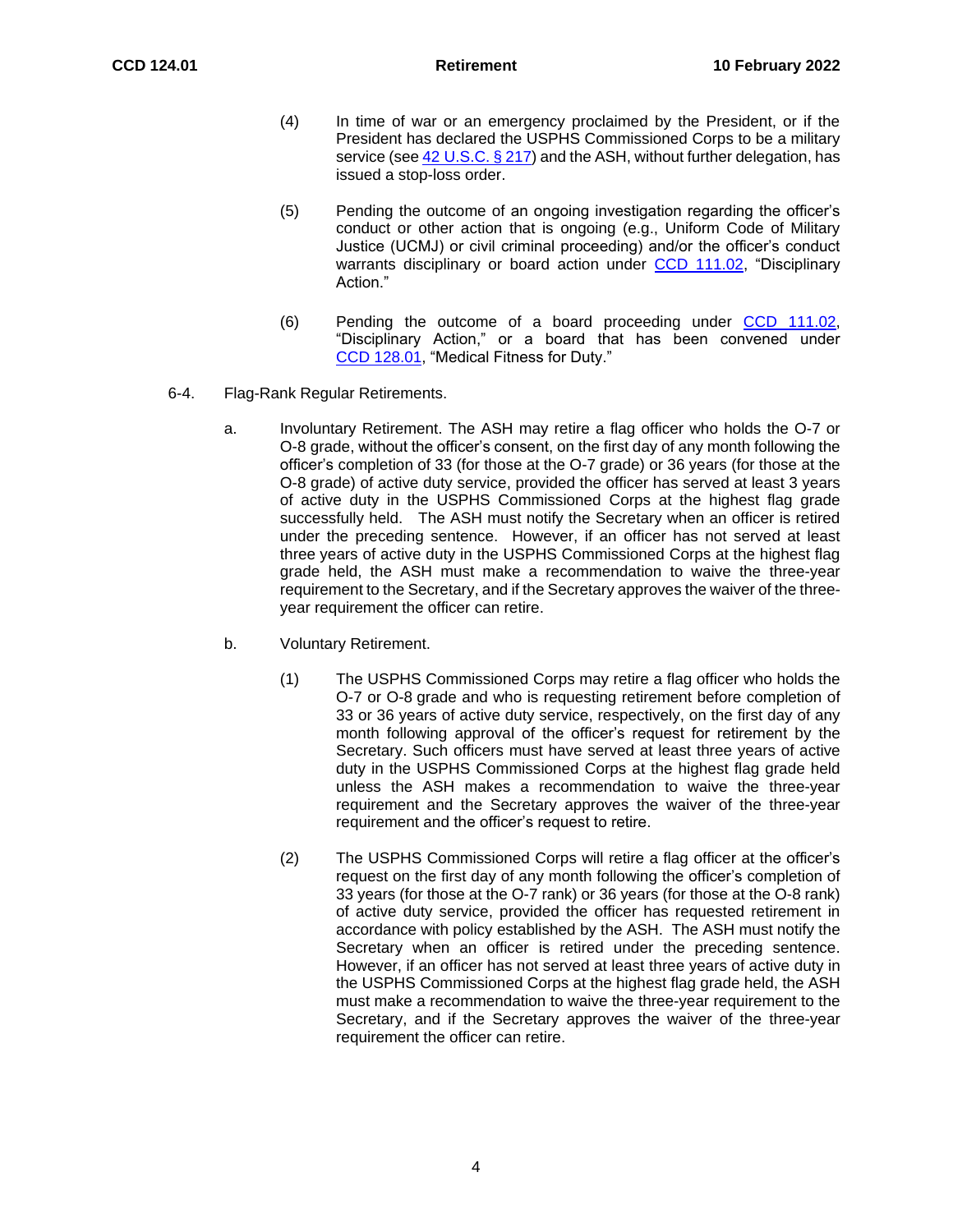(4) In time of war or an emergency proclaimed by the President, or if the President has declared the USPHS Commissioned Corps to be a military service (see [42 U.S.C. § 217](#)) and the ASH, without further delegation, has issued a stop-loss order.

(5) Pending the outcome of an ongoing investigation regarding the officer's conduct or other action that is ongoing (e.g., Uniform Code of Military Justice (UCMJ) or civil criminal proceeding) and/or the officer's conduct warrants disciplinary or board action under [CCD 111.02](#), "Disciplinary Action."

(6) Pending the outcome of a board proceeding under [CCD 111.02](#), "Disciplinary Action," or a board that has been convened under [CCD 128.01](#), "Medical Fitness for Duty."

6-4. Flag-Rank Regular Retirements.

a. Involuntary Retirement. The ASH may retire a flag officer who holds the O-7 or O-8 grade, without the officer's consent, on the first day of any month following the officer's completion of 33 (for those at the O-7 grade) or 36 years (for those at the O-8 grade) of active duty service, provided the officer has served at least 3 years of active duty in the USPHS Commissioned Corps at the highest flag grade successfully held. The ASH must notify the Secretary when an officer is retired under the preceding sentence. However, if an officer has not served at least three years of active duty in the USPHS Commissioned Corps at the highest flag grade held, the ASH must make a recommendation to waive the three-year requirement to the Secretary, and if the Secretary approves the waiver of the three-year requirement the officer can retire.

b. Voluntary Retirement.

(1) The USPHS Commissioned Corps may retire a flag officer who holds the O-7 or O-8 grade and who is requesting retirement before completion of 33 or 36 years of active duty service, respectively, on the first day of any month following approval of the officer's request for retirement by the Secretary. Such officers must have served at least three years of active duty in the USPHS Commissioned Corps at the highest flag grade held unless the ASH makes a recommendation to waive the three-year requirement and the Secretary approves the waiver of the three-year requirement and the officer's request to retire.

(2) The USPHS Commissioned Corps will retire a flag officer at the officer's request on the first day of any month following the officer's completion of 33 years (for those at the O-7 rank) or 36 years (for those at the O-8 rank) of active duty service, provided the officer has requested retirement in accordance with policy established by the ASH. The ASH must notify the Secretary when an officer is retired under the preceding sentence. However, if an officer has not served at least three years of active duty in the USPHS Commissioned Corps at the highest flag grade held, the ASH must make a recommendation to waive the three-year requirement to the Secretary, and if the Secretary approves the waiver of the three-year requirement the officer can retire.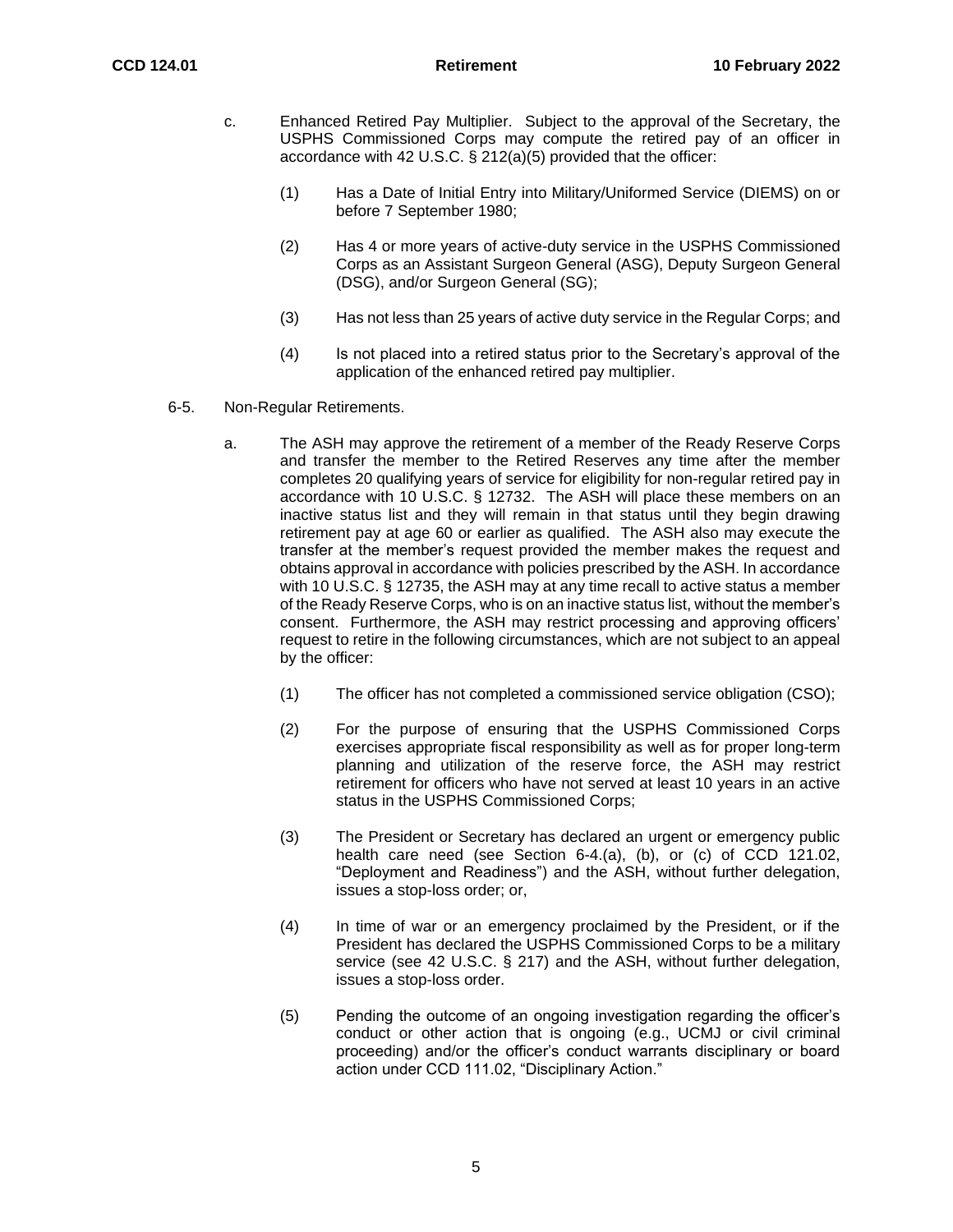c. Enhanced Retired Pay Multiplier. Subject to the approval of the Secretary, the USPHS Commissioned Corps may compute the retired pay of an officer in accordance with 42 U.S.C. § 212(a)(5) provided that the officer:

(1) Has a Date of Initial Entry into Military/Uniformed Service (DIEMS) on or before 7 September 1980;

(2) Has 4 or more years of active-duty service in the USPHS Commissioned Corps as an Assistant Surgeon General (ASG), Deputy Surgeon General (DSG), and/or Surgeon General (SG);

(3) Has not less than 25 years of active duty service in the Regular Corps; and

(4) Is not placed into a retired status prior to the Secretary's approval of the application of the enhanced retired pay multiplier.

6-5. Non-Regular Retirements.

a. The ASH may approve the retirement of a member of the Ready Reserve Corps and transfer the member to the Retired Reserves any time after the member completes 20 qualifying years of service for eligibility for non-regular retired pay in accordance with 10 U.S.C. § 12732. The ASH will place these members on an inactive status list and they will remain in that status until they begin drawing retirement pay at age 60 or earlier as qualified. The ASH also may execute the transfer at the member's request provided the member makes the request and obtains approval in accordance with policies prescribed by the ASH. In accordance with 10 U.S.C. § 12735, the ASH may at any time recall to active status a member of the Ready Reserve Corps, who is on an inactive status list, without the member's consent. Furthermore, the ASH may restrict processing and approving officers' request to retire in the following circumstances, which are not subject to an appeal by the officer:

(1) The officer has not completed a commissioned service obligation (CSO);

(2) For the purpose of ensuring that the USPHS Commissioned Corps exercises appropriate fiscal responsibility as well as for proper long-term planning and utilization of the reserve force, the ASH may restrict retirement for officers who have not served at least 10 years in an active status in the USPHS Commissioned Corps;

(3) The President or Secretary has declared an urgent or emergency public health care need (see Section 6-4.(a), (b), or (c) of CCD 121.02, "Deployment and Readiness") and the ASH, without further delegation, issues a stop-loss order; or,

(4) In time of war or an emergency proclaimed by the President, or if the President has declared the USPHS Commissioned Corps to be a military service (see 42 U.S.C. § 217) and the ASH, without further delegation, issues a stop-loss order.

(5) Pending the outcome of an ongoing investigation regarding the officer's conduct or other action that is ongoing (e.g., UCMJ or civil criminal proceeding) and/or the officer's conduct warrants disciplinary or board action under CCD 111.02, "Disciplinary Action."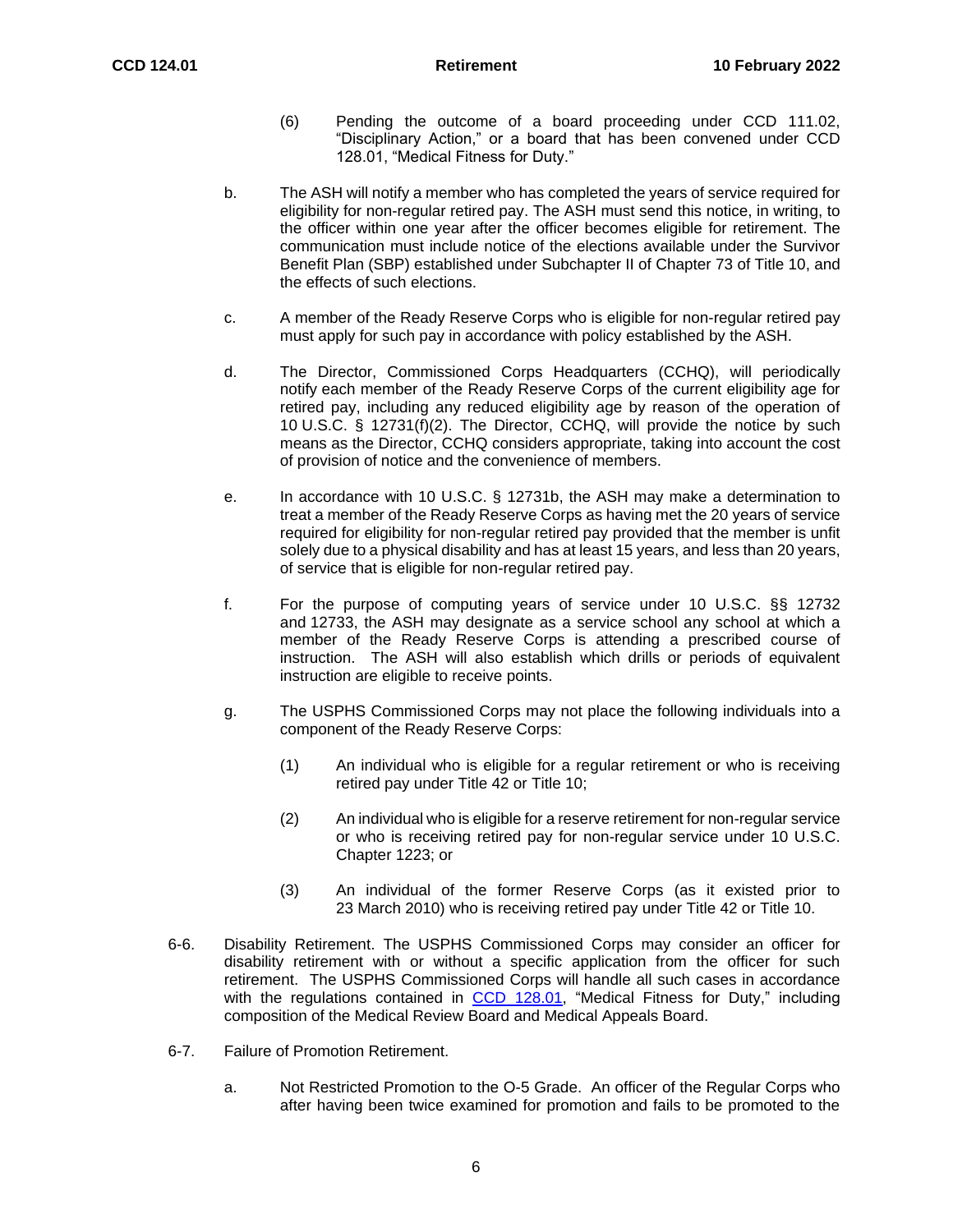(6) Pending the outcome of a board proceeding under CCD 111.02, "Disciplinary Action," or a board that has been convened under CCD 128.01, "Medical Fitness for Duty."

b. The ASH will notify a member who has completed the years of service required for eligibility for non-regular retired pay. The ASH must send this notice, in writing, to the officer within one year after the officer becomes eligible for retirement. The communication must include notice of the elections available under the Survivor Benefit Plan (SBP) established under Subchapter II of Chapter 73 of Title 10, and the effects of such elections.

c. A member of the Ready Reserve Corps who is eligible for non-regular retired pay must apply for such pay in accordance with policy established by the ASH.

d. The Director, Commissioned Corps Headquarters (CCHQ), will periodically notify each member of the Ready Reserve Corps of the current eligibility age for retired pay, including any reduced eligibility age by reason of the operation of 10 U.S.C. § 12731(f)(2). The Director, CCHQ, will provide the notice by such means as the Director, CCHQ considers appropriate, taking into account the cost of provision of notice and the convenience of members.

e. In accordance with 10 U.S.C. § 12731b, the ASH may make a determination to treat a member of the Ready Reserve Corps as having met the 20 years of service required for eligibility for non-regular retired pay provided that the member is unfit solely due to a physical disability and has at least 15 years, and less than 20 years, of service that is eligible for non-regular retired pay.

f. For the purpose of computing years of service under 10 U.S.C. §§ 12732 and 12733, the ASH may designate as a service school any school at which a member of the Ready Reserve Corps is attending a prescribed course of instruction. The ASH will also establish which drills or periods of equivalent instruction are eligible to receive points.

g. The USPHS Commissioned Corps may not place the following individuals into a component of the Ready Reserve Corps:

(1) An individual who is eligible for a regular retirement or who is receiving retired pay under Title 42 or Title 10;

(2) An individual who is eligible for a reserve retirement for non-regular service or who is receiving retired pay for non-regular service under 10 U.S.C. Chapter 1223; or

(3) An individual of the former Reserve Corps (as it existed prior to 23 March 2010) who is receiving retired pay under Title 42 or Title 10.

6-6. Disability Retirement. The USPHS Commissioned Corps may consider an officer for disability retirement with or without a specific application from the officer for such retirement. The USPHS Commissioned Corps will handle all such cases in accordance with the regulations contained in CCD 128.01, "Medical Fitness for Duty," including composition of the Medical Review Board and Medical Appeals Board.

6-7. Failure of Promotion Retirement.

a. Not Restricted Promotion to the O-5 Grade. An officer of the Regular Corps who after having been twice examined for promotion and fails to be promoted to the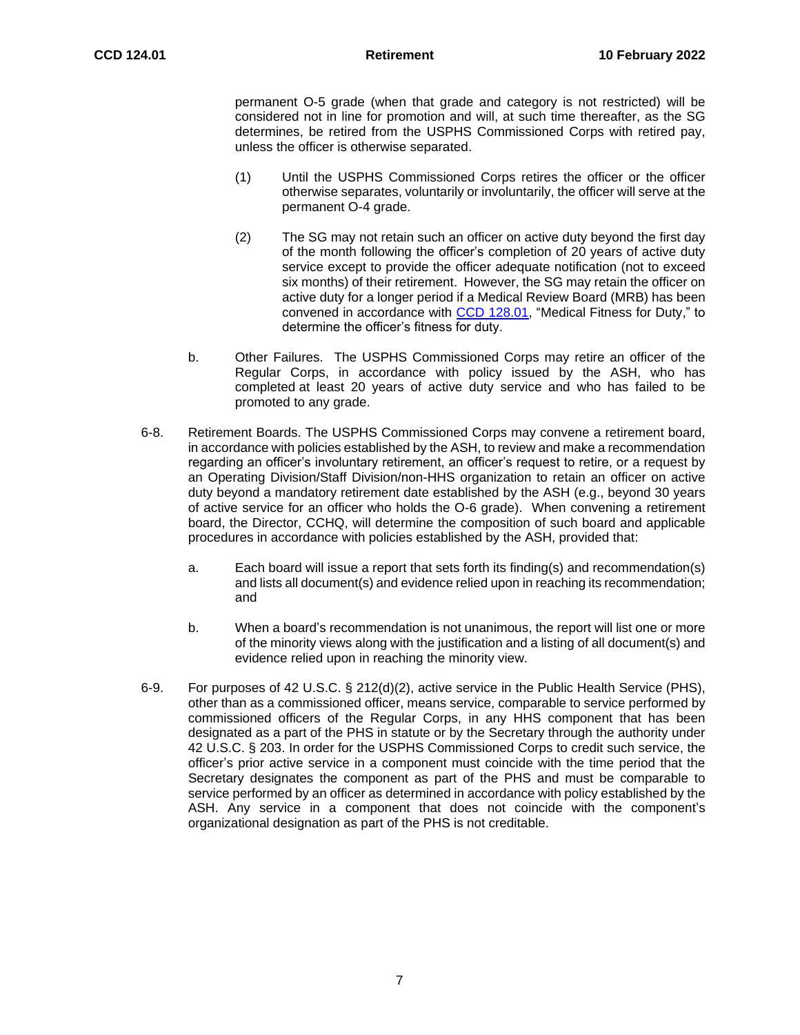permanent O-5 grade (when that grade and category is not restricted) will be considered not in line for promotion and will, at such time thereafter, as the SG determines, be retired from the USPHS Commissioned Corps with retired pay, unless the officer is otherwise separated.

(1) Until the USPHS Commissioned Corps retires the officer or the officer otherwise separates, voluntarily or involuntarily, the officer will serve at the permanent O-4 grade.

(2) The SG may not retain such an officer on active duty beyond the first day of the month following the officer's completion of 20 years of active duty service except to provide the officer adequate notification (not to exceed six months) of their retirement. However, the SG may retain the officer on active duty for a longer period if a Medical Review Board (MRB) has been convened in accordance with CCD 128.01, "Medical Fitness for Duty," to determine the officer's fitness for duty.

b. Other Failures. The USPHS Commissioned Corps may retire an officer of the Regular Corps, in accordance with policy issued by the ASH, who has completed at least 20 years of active duty service and who has failed to be promoted to any grade.

6-8. Retirement Boards. The USPHS Commissioned Corps may convene a retirement board, in accordance with policies established by the ASH, to review and make a recommendation regarding an officer's involuntary retirement, an officer's request to retire, or a request by an Operating Division/Staff Division/non-HHS organization to retain an officer on active duty beyond a mandatory retirement date established by the ASH (e.g., beyond 30 years of active service for an officer who holds the O-6 grade). When convening a retirement board, the Director, CCHQ, will determine the composition of such board and applicable procedures in accordance with policies established by the ASH, provided that:

a. Each board will issue a report that sets forth its finding(s) and recommendation(s) and lists all document(s) and evidence relied upon in reaching its recommendation; and

b. When a board's recommendation is not unanimous, the report will list one or more of the minority views along with the justification and a listing of all document(s) and evidence relied upon in reaching the minority view.

6-9. For purposes of 42 U.S.C. § 212(d)(2), active service in the Public Health Service (PHS), other than as a commissioned officer, means service, comparable to service performed by commissioned officers of the Regular Corps, in any HHS component that has been designated as a part of the PHS in statute or by the Secretary through the authority under 42 U.S.C. § 203. In order for the USPHS Commissioned Corps to credit such service, the officer's prior active service in a component must coincide with the time period that the Secretary designates the component as part of the PHS and must be comparable to service performed by an officer as determined in accordance with policy established by the ASH. Any service in a component that does not coincide with the component's organizational designation as part of the PHS is not creditable.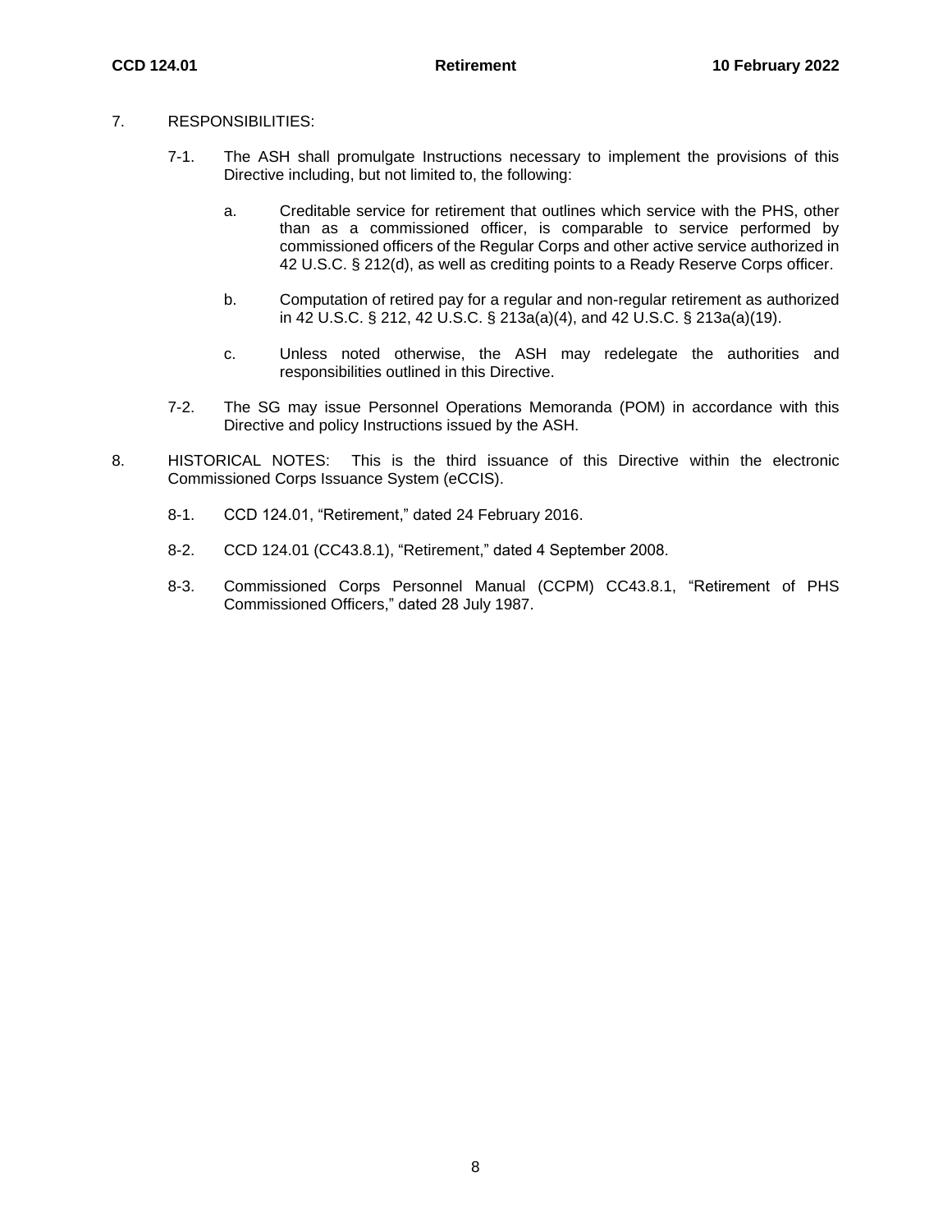7. RESPONSIBILITIES:

   7-1. The ASH shall promulgate Instructions necessary to implement the provisions of this Directive including, but not limited to, the following:

      a. Creditable service for retirement that outlines which service with the PHS, other than as a commissioned officer, is comparable to service performed by commissioned officers of the Regular Corps and other active service authorized in 42 U.S.C. § 212(d), as well as crediting points to a Ready Reserve Corps officer.

      b. Computation of retired pay for a regular and non-regular retirement as authorized in 42 U.S.C. § 212, 42 U.S.C. § 213a(a)(4), and 42 U.S.C. § 213a(a)(19).

      c. Unless noted otherwise, the ASH may redelegate the authorities and responsibilities outlined in this Directive.

   7-2. The SG may issue Personnel Operations Memoranda (POM) in accordance with this Directive and policy Instructions issued by the ASH.

8. HISTORICAL NOTES: This is the third issuance of this Directive within the electronic Commissioned Corps Issuance System (eCCIS).

   8-1. CCD 124.01, "Retirement," dated 24 February 2016.

   8-2. CCD 124.01 (CC43.8.1), "Retirement," dated 4 September 2008.

   8-3. Commissioned Corps Personnel Manual (CCPM) CC43.8.1, "Retirement of PHS Commissioned Officers," dated 28 July 1987.